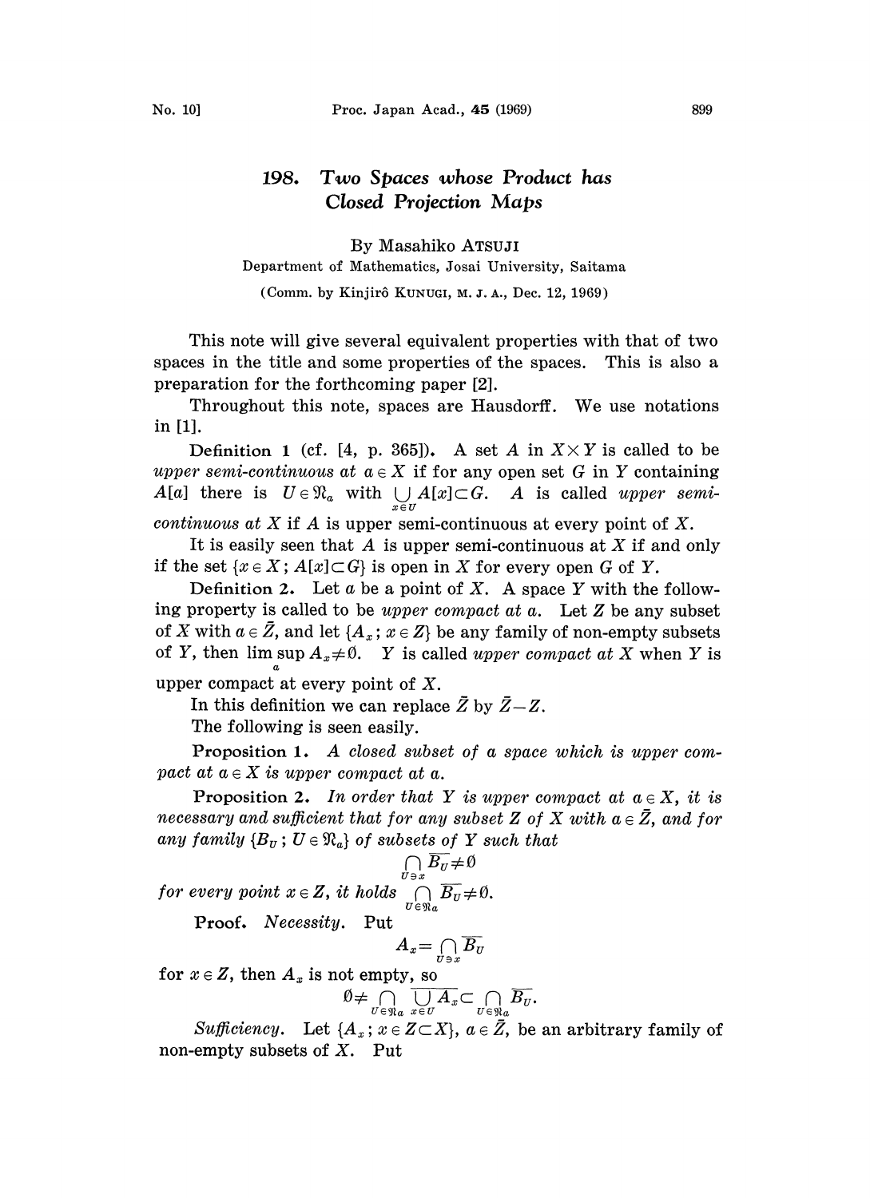# 198. Two Spaces whose Product has Closed Projection Maps

By Masahiko ATSUJI

Department of Mathematics, Josai University, Saitama

(Comm. by Kinjirô KUNUGI, M. J. A., Dec. 12, 1969)

This note will give several equivalent properties with that of two spaces in the title and some properties of the spaces. This is also a preparation for the forthcoming paper [2].

Throughout this note, spaces are Hausdorff. We use notations in [1].

**Definition 1** (cf. [4, p. 365]). A set $A$ in $X\times Y$ is called to be *upper semi-continuous at* $a\in X$ if for any open set $G$ in $Y$ containing $A[a]$ there is $U\in\mathfrak{N}_a$ with $\bigcup_{x\in U} A[x]\subset G$. $A$ is called *upper semi-continuous at* $X$ if $A$ is upper semi-continuous at every point of $X$.

It is easily seen that $A$ is upper semi-continuous at $X$ if and only if the set $\{x\in X;\, A[x]\subset G\}$ is open in $X$ for every open $G$ of $Y$.

**Definition 2.** Let $a$ be a point of $X$. A space $Y$ with the following property is called to be *upper compact at* $a$. Let $Z$ be any subset of $X$ with $a\in\bar{Z}$, and let $\{A_x;\, x\in Z\}$ be any family of non-empty subsets of $Y$, then $\limsup_a A_x\neq\emptyset$. $Y$ is called *upper compact at* $X$ when $Y$ is upper compact at every point of $X$.

In this definition we can replace $\bar{Z}$ by $\bar{Z}-Z$.

The following is seen easily.

**Proposition 1.** *A closed subset of a space which is upper compact at* $a\in X$ *is upper compact at* $a$.

**Proposition 2.** *In order that* $Y$ *is upper compact at* $a\in X$, *it is necessary and sufficient that for any subset* $Z$ *of* $X$ *with* $a\in\bar{Z}$, *and for any family* $\{B_U;\, U\in\mathfrak{N}_a\}$ *of subsets of* $Y$ *such that*

$$\bigcap_{U\ni x}\overline{B_U}\neq\emptyset$$

*for every point* $x\in Z$, *it holds* $\bigcap_{U\in\mathfrak{N}_a}\overline{B_U}\neq\emptyset$.

**Proof.** *Necessity.* Put

$$A_x=\bigcap_{U\ni x}\overline{B_U}$$

for $x\in Z$, then $A_x$ is not empty, so

$$\emptyset\neq\bigcap_{U\in\mathfrak{N}_a}\overline{\bigcup_{x\in U}A_x}\subset\bigcap_{U\in\mathfrak{N}_a}\overline{B_U}.$$

*Sufficiency.* Let $\{A_x;\, x\in Z\subset X\}$, $a\in\bar{Z}$, be an arbitrary family of non-empty subsets of $X$. Put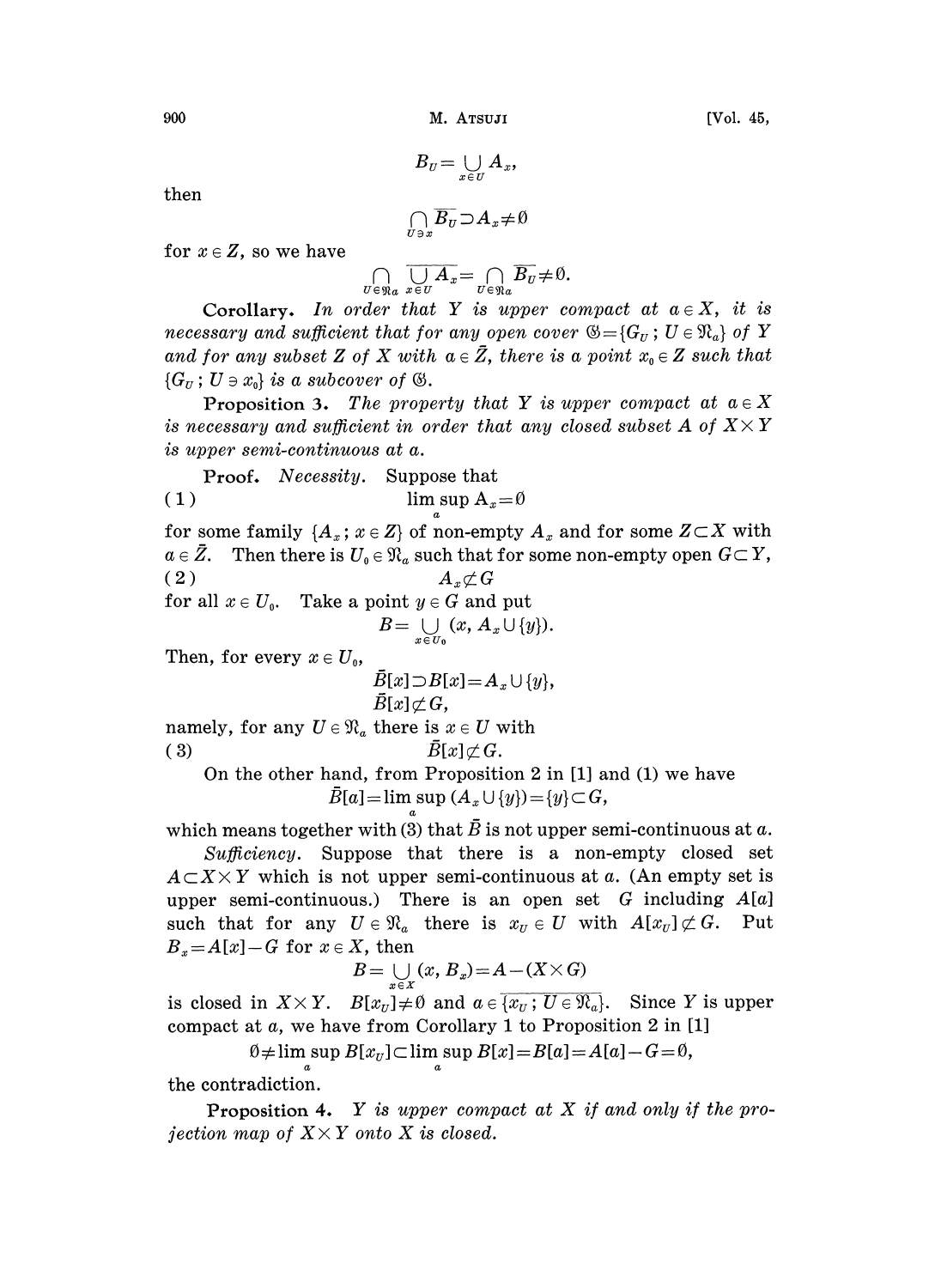$$B_U = \bigcup_{x \in U} A_x,$$

then

$$\bigcap_{U \ni x} \overline{B_U} \supset A_x \neq \emptyset$$

for $x \in Z$, so we have

$$\bigcap_{U \in \mathfrak{N}_a} \overline{\bigcup_{x \in U} A_x} = \bigcap_{U \in \mathfrak{N}_a} \overline{B_U} \neq \emptyset.$$

**Corollary.** *In order that $Y$ is upper compact at $a \in X$, it is necessary and sufficient that for any open cover $\mathfrak{G} = \{G_U\,;\, U \in \mathfrak{N}_a\}$ of $Y$ and for any subset $Z$ of $X$ with $a \in \bar{Z}$, there is a point $x_0 \in Z$ such that $\{G_U\,;\, U \ni x_0\}$ is a subcover of $\mathfrak{G}$.*

**Proposition 3.** *The property that $Y$ is upper compact at $a \in X$ is necessary and sufficient in order that any closed subset $A$ of $X \times Y$ is upper semi-continuous at $a$.*

**Proof.** *Necessity.* Suppose that

$$(1) \qquad \limsup_a A_x = \emptyset$$

for some family $\{A_x\,;\, x \in Z\}$ of non-empty $A_x$ and for some $Z \subset X$ with $a \in \bar{Z}$. Then there is $U_0 \in \mathfrak{N}_a$ such that for some non-empty open $G \subset Y$,

$$(2) \qquad A_x \not\subset G$$

for all $x \in U_0$. Take a point $y \in G$ and put

$$B = \bigcup_{x \in U_0} (x, A_x \cup \{y\}).$$

Then, for every $x \in U_0$,

$$\bar{B}[x] \supset B[x] = A_x \cup \{y\},$$
$$\bar{B}[x] \not\subset G,$$

namely, for any $U \in \mathfrak{N}_a$ there is $x \in U$ with

$$(3) \qquad \bar{B}[x] \not\subset G.$$

On the other hand, from Proposition 2 in [1] and (1) we have

$$\bar{B}[a] = \limsup_a (A_x \cup \{y\}) = \{y\} \subset G,$$

which means together with (3) that $\bar{B}$ is not upper semi-continuous at $a$.

*Sufficiency.* Suppose that there is a non-empty closed set $A \subset X \times Y$ which is not upper semi-continuous at $a$. (An empty set is upper semi-continuous.) There is an open set $G$ including $A[a]$ such that for any $U \in \mathfrak{N}_a$ there is $x_U \in U$ with $A[x_U] \not\subset G$. Put $B_x = A[x] - G$ for $x \in X$, then

$$B = \bigcup_{x \in X} (x, B_x) = A - (X \times G)$$

is closed in $X \times Y$. $B[x_U] \neq \emptyset$ and $a \in \overline{\{x_U\,;\, U \in \mathfrak{N}_a\}}$. Since $Y$ is upper compact at $a$, we have from Corollary 1 to Proposition 2 in [1]

$$\emptyset \neq \limsup_a B[x_U] \subset \limsup_a B[x] = B[a] = A[a] - G = \emptyset,$$

the contradiction.

**Proposition 4.** *$Y$ is upper compact at $X$ if and only if the projection map of $X \times Y$ onto $X$ is closed.*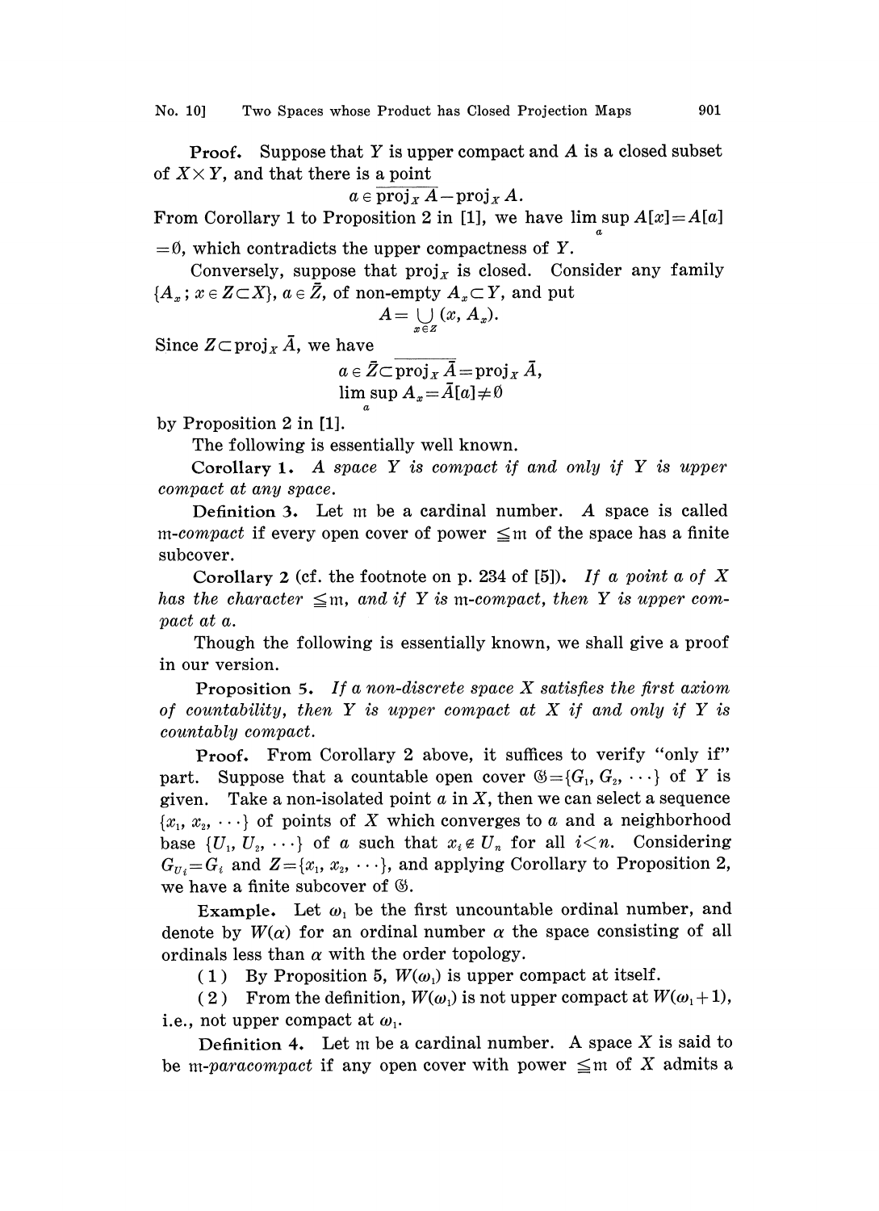**Proof.** Suppose that $Y$ is upper compact and $A$ is a closed subset of $X \times Y$, and that there is a point

$$a \in \overline{\operatorname{proj}_X A} - \operatorname{proj}_X A.$$

From Corollary 1 to Proposition 2 in [1], we have $\limsup_a A[x] = A[a] = \emptyset$, which contradicts the upper compactness of $Y$.

Conversely, suppose that $\operatorname{proj}_X$ is closed. Consider any family $\{A_x ; x \in Z \subset X\}$, $a \in \bar{Z}$, of non-empty $A_x \subset Y$, and put

$$A = \bigcup_{x \in Z} (x, A_x).$$

Since $Z \subset \operatorname{proj}_X \bar{A}$, we have

$$a \in \bar{Z} \subset \overline{\operatorname{proj}_X \bar{A}} = \operatorname{proj}_X \bar{A},$$
$$\limsup_a A_x = \bar{A}[a] \neq \emptyset$$

by Proposition 2 in [1].

The following is essentially well known.

**Corollary 1.** *A space $Y$ is compact if and only if $Y$ is upper compact at any space.*

**Definition 3.** Let $\mathfrak{m}$ be a cardinal number. A space is called $\mathfrak{m}$-*compact* if every open cover of power $\leqq \mathfrak{m}$ of the space has a finite subcover.

**Corollary 2** (cf. the footnote on p. 234 of [5]). *If a point $a$ of $X$ has the character $\leqq \mathfrak{m}$, and if $Y$ is $\mathfrak{m}$-compact, then $Y$ is upper compact at $a$.*

Though the following is essentially known, we shall give a proof in our version.

**Proposition 5.** *If a non-discrete space $X$ satisfies the first axiom of countability, then $Y$ is upper compact at $X$ if and only if $Y$ is countably compact.*

**Proof.** From Corollary 2 above, it suffices to verify "only if" part. Suppose that a countable open cover $\mathfrak{G} = \{G_1, G_2, \cdots\}$ of $Y$ is given. Take a non-isolated point $a$ in $X$, then we can select a sequence $\{x_1, x_2, \cdots\}$ of points of $X$ which converges to $a$ and a neighborhood base $\{U_1, U_2, \cdots\}$ of $a$ such that $x_i \notin U_n$ for all $i < n$. Considering $G_{U_i} = G_i$ and $Z = \{x_1, x_2, \cdots\}$, and applying Corollary to Proposition 2, we have a finite subcover of $\mathfrak{G}$.

**Example.** Let $\omega_1$ be the first uncountable ordinal number, and denote by $W(\alpha)$ for an ordinal number $\alpha$ the space consisting of all ordinals less than $\alpha$ with the order topology.

(1) By Proposition 5, $W(\omega_1)$ is upper compact at itself.

(2) From the definition, $W(\omega_1)$ is not upper compact at $W(\omega_1 + 1)$, i.e., not upper compact at $\omega_1$.

**Definition 4.** Let $\mathfrak{m}$ be a cardinal number. A space $X$ is said to be $\mathfrak{m}$-*paracompact* if any open cover with power $\leqq \mathfrak{m}$ of $X$ admits a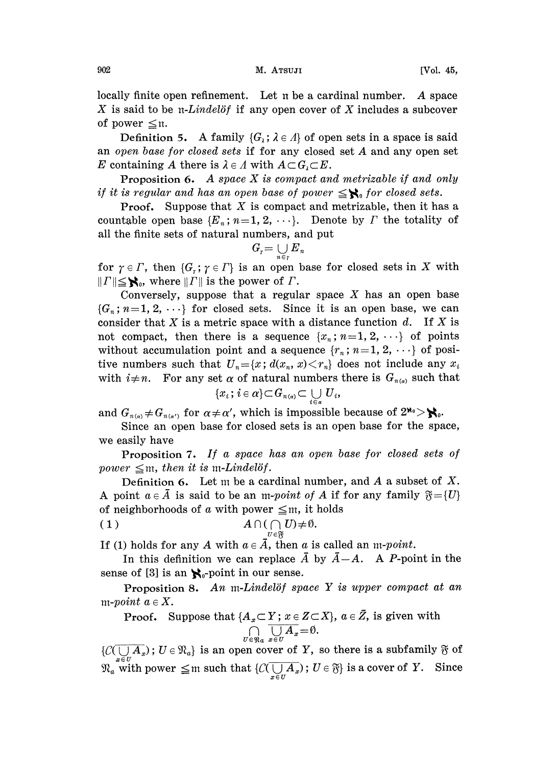locally finite open refinement. Let $\mathfrak{n}$ be a cardinal number. A space $X$ is said to be $\mathfrak{n}$-*Lindelöf* if any open cover of $X$ includes a subcover of power $\leqq \mathfrak{n}$.

**Definition 5.** A family $\{G_\lambda ; \lambda \in \Lambda\}$ of open sets in a space is said an *open base for closed sets* if for any closed set $A$ and any open set $E$ containing $A$ there is $\lambda \in \Lambda$ with $A \subset G_\lambda \subset E$.

**Proposition 6.** *A space $X$ is compact and metrizable if and only if it is regular and has an open base of power $\leqq \aleph_0$ for closed sets.*

**Proof.** Suppose that $X$ is compact and metrizable, then it has a countable open base $\{E_n ; n=1, 2, \cdots\}$. Denote by $\Gamma$ the totality of all the finite sets of natural numbers, and put

$$G_\gamma = \bigcup_{n \in \gamma} E_n$$

for $\gamma \in \Gamma$, then $\{G_\gamma ; \gamma \in \Gamma\}$ is an open base for closed sets in $X$ with $\|\Gamma\| \leqq \aleph_0$, where $\|\Gamma\|$ is the power of $\Gamma$.

Conversely, suppose that a regular space $X$ has an open base $\{G_n ; n=1, 2, \cdots\}$ for closed sets. Since it is an open base, we can consider that $X$ is a metric space with a distance function $d$. If $X$ is not compact, then there is a sequence $\{x_n ; n=1, 2, \cdots\}$ of points without accumulation point and a sequence $\{r_n ; n=1, 2, \cdots\}$ of positive numbers such that $U_n = \{x ; d(x_n, x) < r_n\}$ does not include any $x_i$ with $i \neq n$. For any set $\alpha$ of natural numbers there is $G_{n(\alpha)}$ such that

$$\{x_i ; i \in \alpha\} \subset G_{n(\alpha)} \subset \bigcup_{i \in \alpha} U_i,$$

and $G_{n(\alpha)} \neq G_{n(\alpha')}$ for $\alpha \neq \alpha'$, which is impossible because of $2^{\aleph_0} > \aleph_0$.

Since an open base for closed sets is an open base for the space, we easily have

**Proposition 7.** *If a space has an open base for closed sets of power $\leqq \mathfrak{m}$, then it is $\mathfrak{m}$-Lindelöf.*

**Definition 6.** Let $\mathfrak{m}$ be a cardinal number, and $A$ a subset of $X$. A point $a \in \bar{A}$ is said to be an $\mathfrak{m}$-*point of* $A$ if for any family $\mathfrak{F} = \{U\}$ of neighborhoods of $a$ with power $\leqq \mathfrak{m}$, it holds

$$A \cap \left(\bigcap_{U \in \mathfrak{F}} U\right) \neq \emptyset. \tag{1}$$

If (1) holds for any $A$ with $a \in \bar{A}$, then $a$ is called an $\mathfrak{m}$-*point*.

In this definition we can replace $\bar{A}$ by $\bar{A} - A$. A *P*-point in the sense of [3] is an $\aleph_0$-point in our sense.

**Proposition 8.** *An $\mathfrak{m}$-Lindelöf space $Y$ is upper compact at an $\mathfrak{m}$-point $a \in X$.*

**Proof.** Suppose that $\{A_x \subset Y ; x \in Z \subset X\}$, $a \in \bar{Z}$, is given with

$$\bigcap_{U \in \mathfrak{N}_a} \overline{\bigcup_{x \in U} A_x} = \emptyset.$$

$\{C(\overline{\bigcup_{x \in U} A_x}) ; U \in \mathfrak{N}_a\}$ is an open cover of $Y$, so there is a subfamily $\mathfrak{F}$ of $\mathfrak{N}_a$ with power $\leqq \mathfrak{m}$ such that $\{C(\overline{\bigcup_{x \in U} A_x}) ; U \in \mathfrak{F}\}$ is a cover of $Y$. Since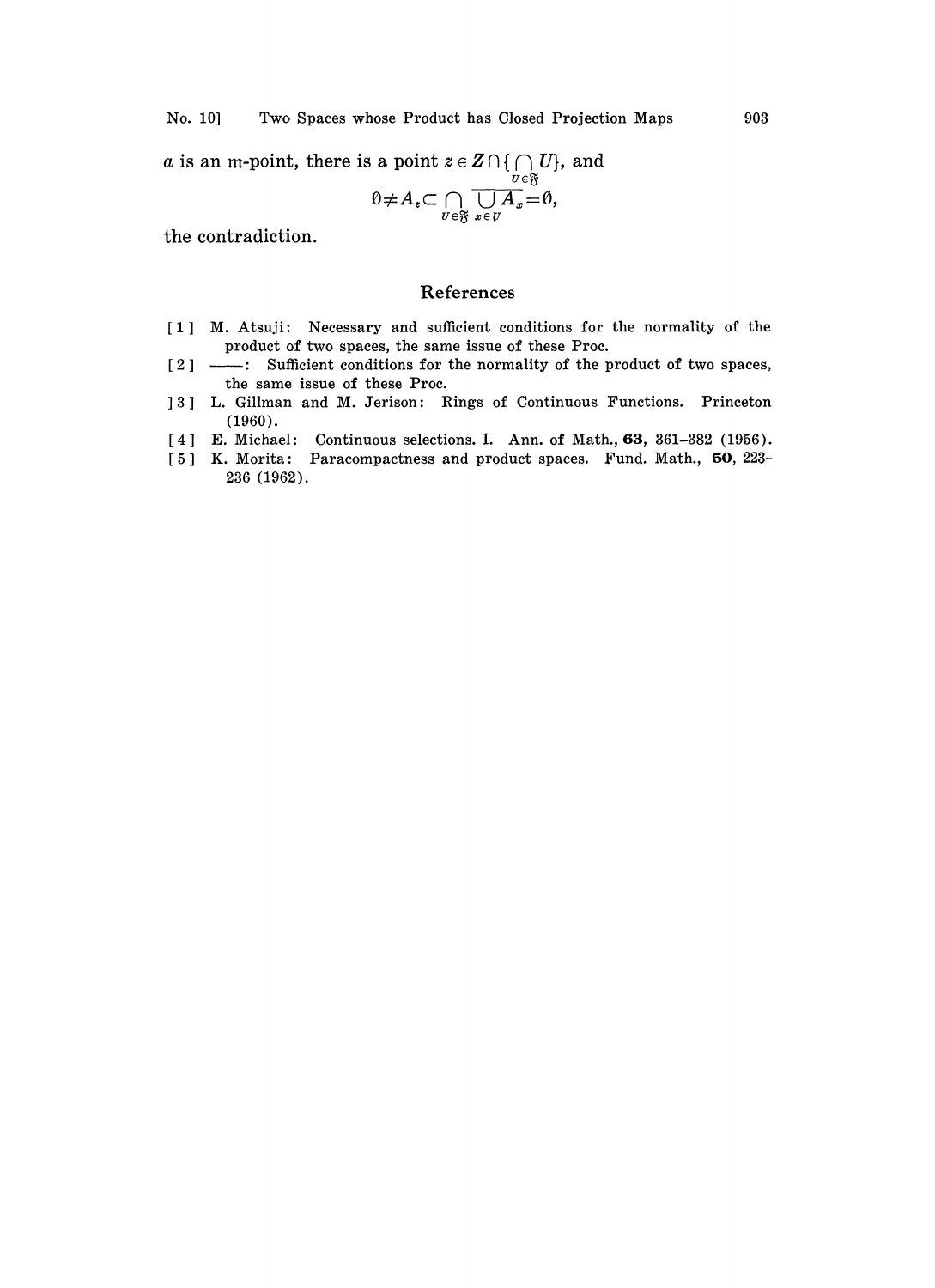$a$ is an $\mathfrak{m}$-point, there is a point $z \in Z \cap \{\bigcap_{U \in \mathfrak{F}} U\}$, and

$$\emptyset \neq A_z \subset \bigcap_{U \in \mathfrak{F}} \overline{\bigcup_{x \in U} A_x} = \emptyset,$$

the contradiction.

## References

[1] M. Atsuji: Necessary and sufficient conditions for the normality of the product of two spaces, the same issue of these Proc.

[2] ——: Sufficient conditions for the normality of the product of two spaces, the same issue of these Proc.

[3] L. Gillman and M. Jerison: Rings of Continuous Functions. Princeton (1960).

[4] E. Michael: Continuous selections. I. Ann. of Math., **63**, 361–382 (1956).

[5] K. Morita: Paracompactness and product spaces. Fund. Math., **50**, 223–236 (1962).